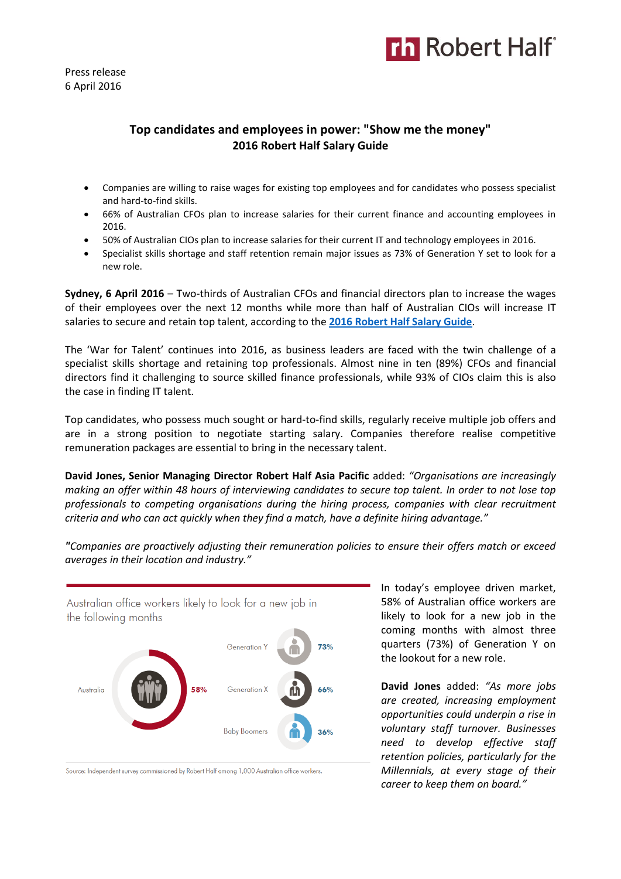Press release
6 April 2016

## Top candidates and employees in power: "Show me the money"
## 2016 Robert Half Salary Guide

- Companies are willing to raise wages for existing top employees and for candidates who possess specialist and hard-to-find skills.
- 66% of Australian CFOs plan to increase salaries for their current finance and accounting employees in 2016.
- 50% of Australian CIOs plan to increase salaries for their current IT and technology employees in 2016.
- Specialist skills shortage and staff retention remain major issues as 73% of Generation Y set to look for a new role.

**Sydney, 6 April 2016** – Two-thirds of Australian CFOs and financial directors plan to increase the wages of their employees over the next 12 months while more than half of Australian CIOs will increase IT salaries to secure and retain top talent, according to the **2016 Robert Half Salary Guide**.

The 'War for Talent' continues into 2016, as business leaders are faced with the twin challenge of a specialist skills shortage and retaining top professionals. Almost nine in ten (89%) CFOs and financial directors find it challenging to source skilled finance professionals, while 93% of CIOs claim this is also the case in finding IT talent.

Top candidates, who possess much sought or hard-to-find skills, regularly receive multiple job offers and are in a strong position to negotiate starting salary. Companies therefore realise competitive remuneration packages are essential to bring in the necessary talent.

**David Jones, Senior Managing Director Robert Half Asia Pacific** added: *"Organisations are increasingly making an offer within 48 hours of interviewing candidates to secure top talent. In order to not lose top professionals to competing organisations during the hiring process, companies with clear recruitment criteria and who can act quickly when they find a match, have a definite hiring advantage."*

*"Companies are proactively adjusting their remuneration policies to ensure their offers match or exceed averages in their location and industry."*

Australian office workers likely to look for a new job in the following months

| | |
|---|---|
| Australia | 58% |
| Generation Y | 73% |
| Generation X | 66% |
| Baby Boomers | 36% |

Source: Independent survey commissioned by Robert Half among 1,000 Australian office workers.

In today's employee driven market, 58% of Australian office workers are likely to look for a new job in the coming months with almost three quarters (73%) of Generation Y on the lookout for a new role.

**David Jones** added: *"As more jobs are created, increasing employment opportunities could underpin a rise in voluntary staff turnover. Businesses need to develop effective staff retention policies, particularly for the Millennials, at every stage of their career to keep them on board."*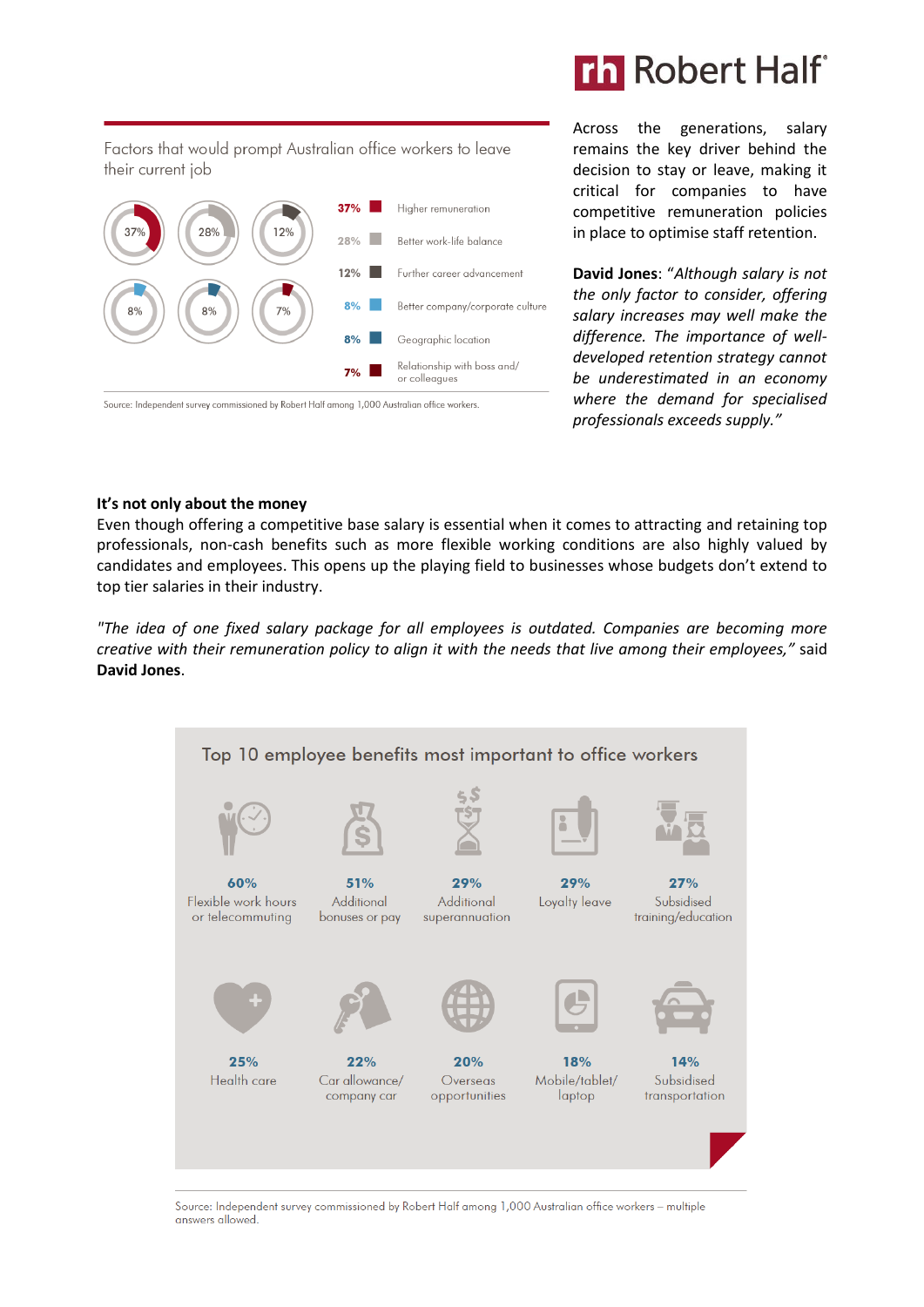Factors that would prompt Australian office workers to leave their current job

| % | Factor |
|---|---|
| 37% | Higher remuneration |
| 28% | Better work-life balance |
| 12% | Further career advancement |
| 8% | Better company/corporate culture |
| 8% | Geographic location |
| 7% | Relationship with boss and/or colleagues |

Source: Independent survey commissioned by Robert Half among 1,000 Australian office workers.

Across the generations, salary remains the key driver behind the decision to stay or leave, making it critical for companies to have competitive remuneration policies in place to optimise staff retention.

**David Jones**: "*Although salary is not the only factor to consider, offering salary increases may well make the difference. The importance of well-developed retention strategy cannot be underestimated in an economy where the demand for specialised professionals exceeds supply.*"

**It's not only about the money**

Even though offering a competitive base salary is essential when it comes to attracting and retaining top professionals, non-cash benefits such as more flexible working conditions are also highly valued by candidates and employees. This opens up the playing field to businesses whose budgets don't extend to top tier salaries in their industry.

*"The idea of one fixed salary package for all employees is outdated. Companies are becoming more creative with their remuneration policy to align it with the needs that live among their employees,"* said **David Jones**.

Top 10 employee benefits most important to office workers

| % | Benefit |
|---|---|
| 60% | Flexible work hours or telecommuting |
| 51% | Additional bonuses or pay |
| 29% | Additional superannuation |
| 29% | Loyalty leave |
| 27% | Subsidised training/education |
| 25% | Health care |
| 22% | Car allowance/ company car |
| 20% | Overseas opportunities |
| 18% | Mobile/tablet/ laptop |
| 14% | Subsidised transportation |

Source: Independent survey commissioned by Robert Half among 1,000 Australian office workers – multiple answers allowed.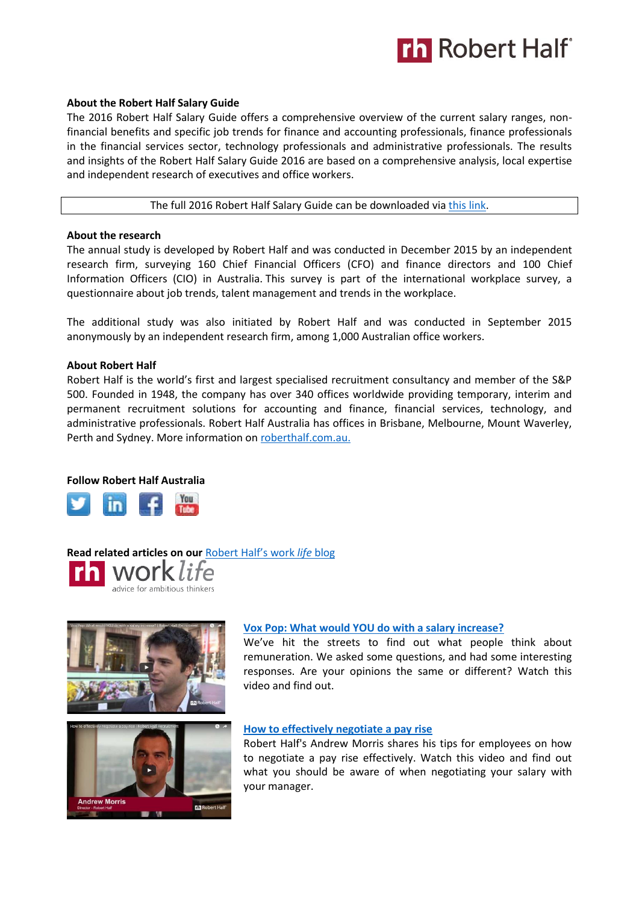**About the Robert Half Salary Guide**

The 2016 Robert Half Salary Guide offers a comprehensive overview of the current salary ranges, non-financial benefits and specific job trends for finance and accounting professionals, finance professionals in the financial services sector, technology professionals and administrative professionals. The results and insights of the Robert Half Salary Guide 2016 are based on a comprehensive analysis, local expertise and independent research of executives and office workers.

The full 2016 Robert Half Salary Guide can be downloaded via this link.

**About the research**

The annual study is developed by Robert Half and was conducted in December 2015 by an independent research firm, surveying 160 Chief Financial Officers (CFO) and finance directors and 100 Chief Information Officers (CIO) in Australia. This survey is part of the international workplace survey, a questionnaire about job trends, talent management and trends in the workplace.

The additional study was also initiated by Robert Half and was conducted in September 2015 anonymously by an independent research firm, among 1,000 Australian office workers.

**About Robert Half**

Robert Half is the world's first and largest specialised recruitment consultancy and member of the S&P 500. Founded in 1948, the company has over 340 offices worldwide providing temporary, interim and permanent recruitment solutions for accounting and finance, financial services, technology, and administrative professionals. Robert Half Australia has offices in Brisbane, Melbourne, Mount Waverley, Perth and Sydney. More information on roberthalf.com.au.

**Follow Robert Half Australia**

**Read related articles on our** Robert Half's work *life* blog

**Vox Pop: What would YOU do with a salary increase?**

We've hit the streets to find out what people think about remuneration. We asked some questions, and had some interesting responses. Are your opinions the same or different? Watch this video and find out.

**How to effectively negotiate a pay rise**

Robert Half's Andrew Morris shares his tips for employees on how to negotiate a pay rise effectively. Watch this video and find out what you should be aware of when negotiating your salary with your manager.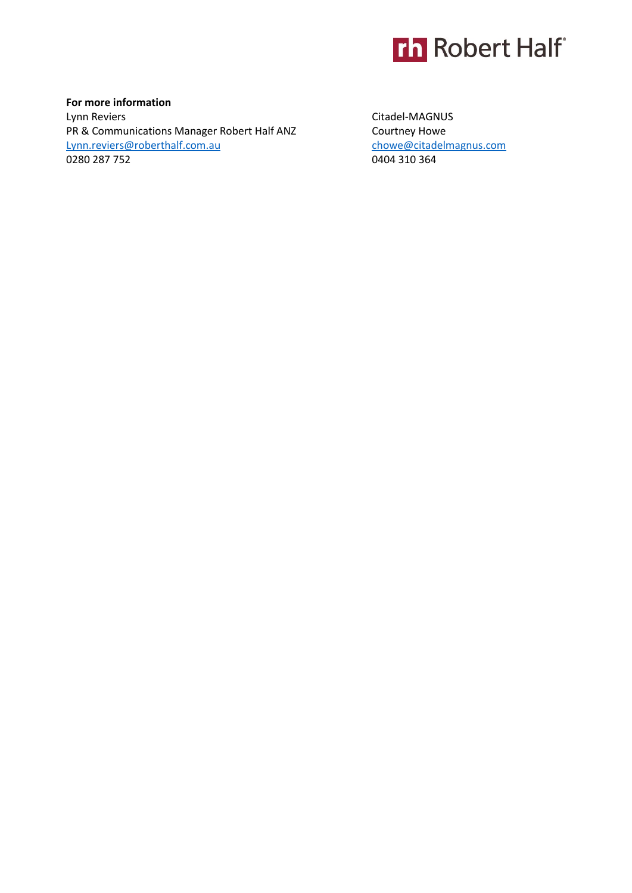**For more information**

Lynn Reviers
PR & Communications Manager Robert Half ANZ
Lynn.reviers@roberthalf.com.au
0280 287 752

Citadel-MAGNUS
Courtney Howe
chowe@citadelmagnus.com
0404 310 364